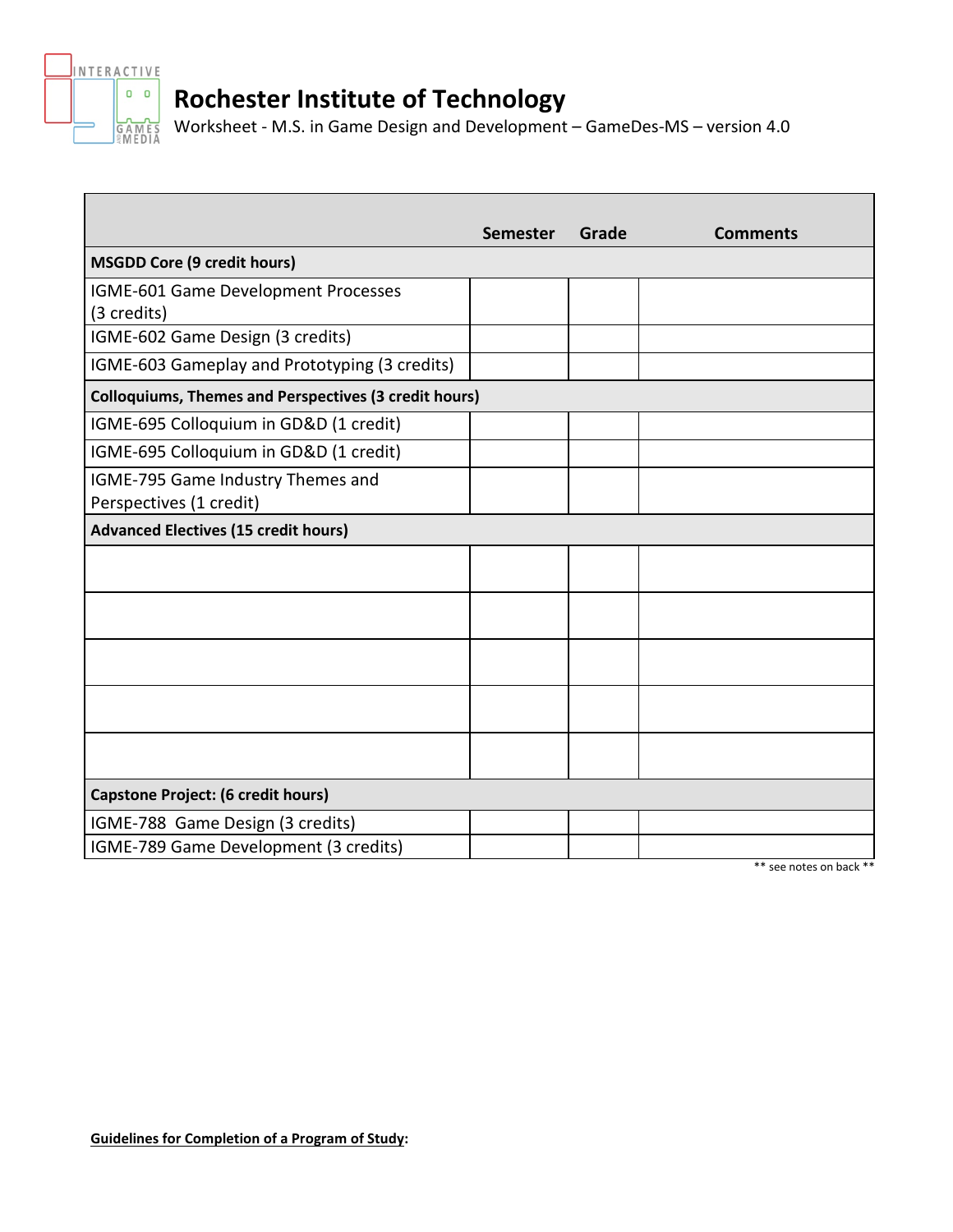# Rochester Institute of Technology

Worksheet - M.S. in Game Design and Development – GameDes-MS – version 4.0

| | Semester | Grade | Comments |
|---|---|---|---|
| **MSGDD Core (9 credit hours)** | | | |
| IGME-601 Game Development Processes (3 credits) | | | |
| IGME-602 Game Design (3 credits) | | | |
| IGME-603 Gameplay and Prototyping (3 credits) | | | |
| **Colloquiums, Themes and Perspectives (3 credit hours)** | | | |
| IGME-695 Colloquium in GD&D (1 credit) | | | |
| IGME-695 Colloquium in GD&D (1 credit) | | | |
| IGME-795 Game Industry Themes and Perspectives (1 credit) | | | |
| **Advanced Electives (15 credit hours)** | | | |
| | | | |
| | | | |
| | | | |
| | | | |
| | | | |
| **Capstone Project: (6 credit hours)** | | | |
| IGME-788 Game Design (3 credits) | | | |
| IGME-789 Game Development (3 credits) | | | |

** see notes on back **

**Guidelines for Completion of a Program of Study:**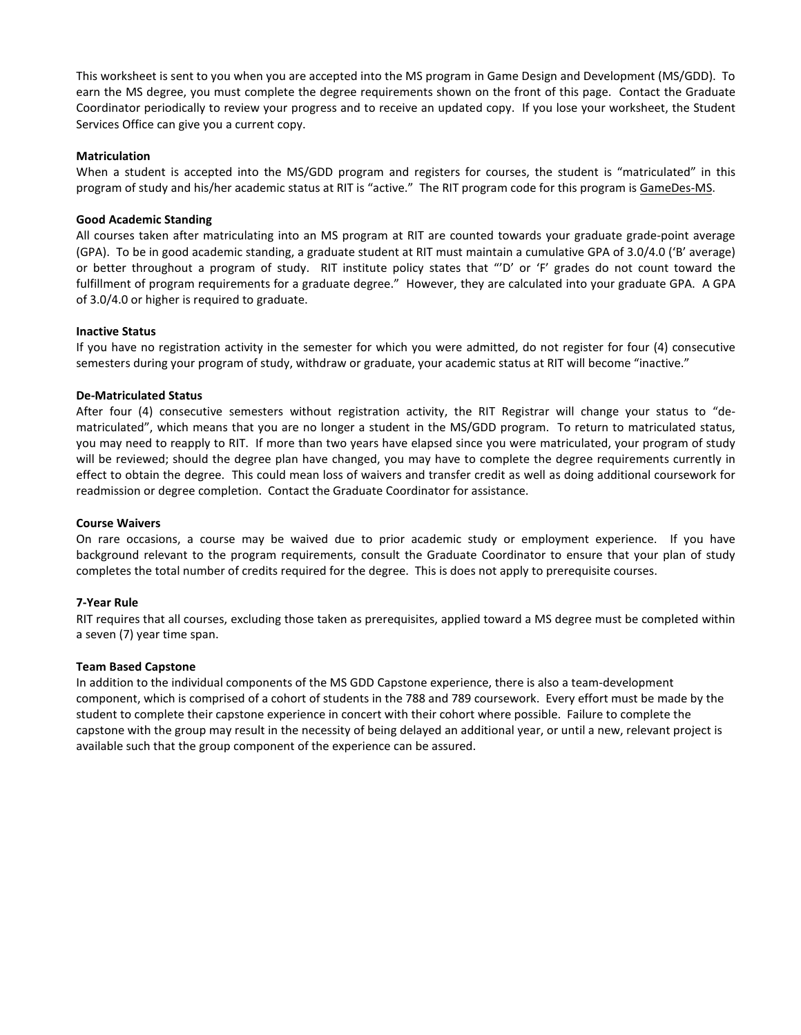This worksheet is sent to you when you are accepted into the MS program in Game Design and Development (MS/GDD). To earn the MS degree, you must complete the degree requirements shown on the front of this page. Contact the Graduate Coordinator periodically to review your progress and to receive an updated copy. If you lose your worksheet, the Student Services Office can give you a current copy.

**Matriculation**

When a student is accepted into the MS/GDD program and registers for courses, the student is "matriculated" in this program of study and his/her academic status at RIT is "active." The RIT program code for this program is GameDes-MS.

**Good Academic Standing**

All courses taken after matriculating into an MS program at RIT are counted towards your graduate grade-point average (GPA). To be in good academic standing, a graduate student at RIT must maintain a cumulative GPA of 3.0/4.0 ('B' average) or better throughout a program of study. RIT institute policy states that "'D' or 'F' grades do not count toward the fulfillment of program requirements for a graduate degree." However, they are calculated into your graduate GPA. A GPA of 3.0/4.0 or higher is required to graduate.

**Inactive Status**

If you have no registration activity in the semester for which you were admitted, do not register for four (4) consecutive semesters during your program of study, withdraw or graduate, your academic status at RIT will become "inactive."

**De-Matriculated Status**

After four (4) consecutive semesters without registration activity, the RIT Registrar will change your status to "de-matriculated", which means that you are no longer a student in the MS/GDD program. To return to matriculated status, you may need to reapply to RIT. If more than two years have elapsed since you were matriculated, your program of study will be reviewed; should the degree plan have changed, you may have to complete the degree requirements currently in effect to obtain the degree. This could mean loss of waivers and transfer credit as well as doing additional coursework for readmission or degree completion. Contact the Graduate Coordinator for assistance.

**Course Waivers**

On rare occasions, a course may be waived due to prior academic study or employment experience. If you have background relevant to the program requirements, consult the Graduate Coordinator to ensure that your plan of study completes the total number of credits required for the degree. This is does not apply to prerequisite courses.

**7-Year Rule**

RIT requires that all courses, excluding those taken as prerequisites, applied toward a MS degree must be completed within a seven (7) year time span.

**Team Based Capstone**

In addition to the individual components of the MS GDD Capstone experience, there is also a team-development component, which is comprised of a cohort of students in the 788 and 789 coursework. Every effort must be made by the student to complete their capstone experience in concert with their cohort where possible. Failure to complete the capstone with the group may result in the necessity of being delayed an additional year, or until a new, relevant project is available such that the group component of the experience can be assured.